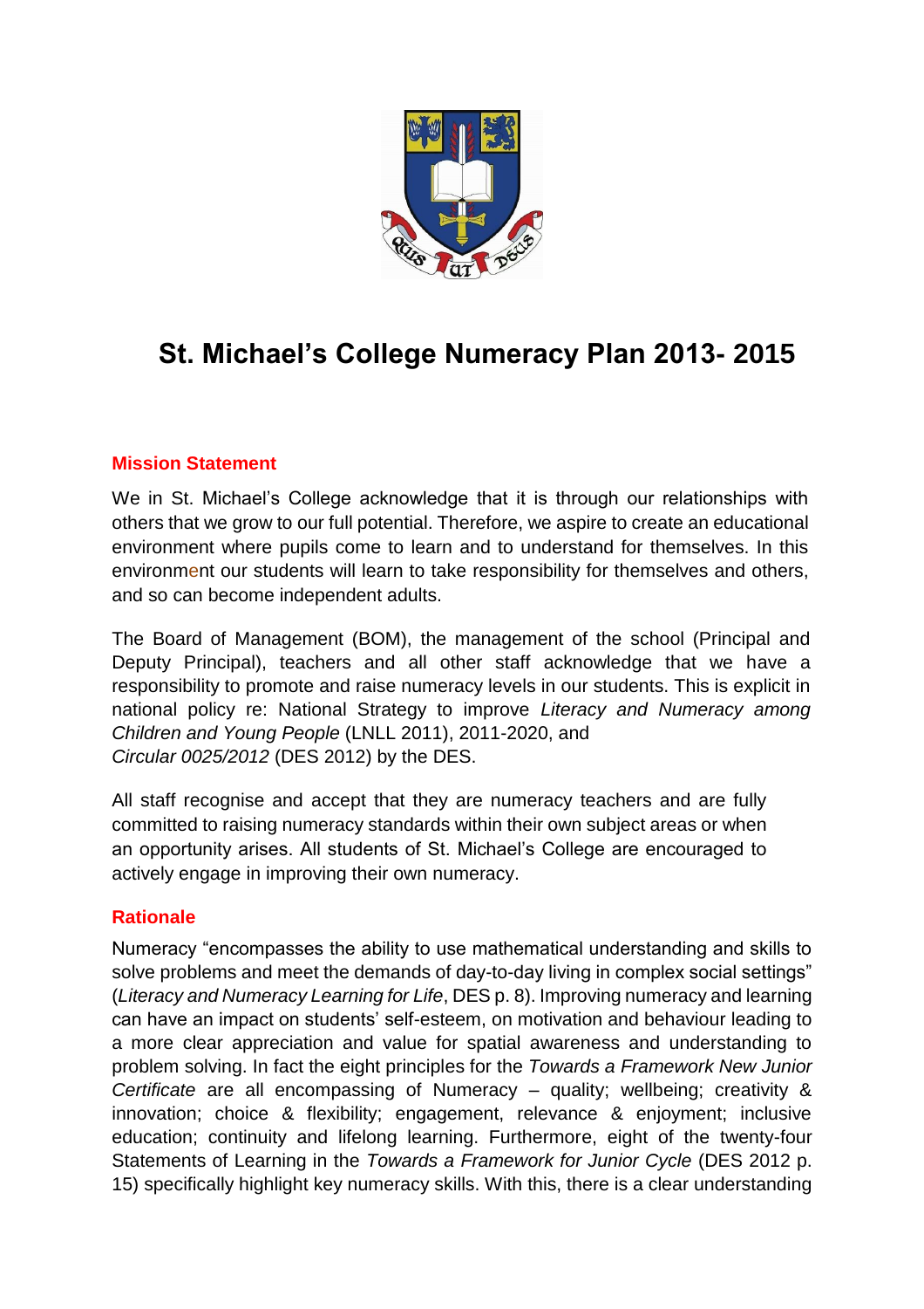# St. Michael's College Numeracy Plan 2013- 2015

## Mission Statement

We in St. Michael's College acknowledge that it is through our relationships with others that we grow to our full potential. Therefore, we aspire to create an educational environment where pupils come to learn and to understand for themselves. In this environment our students will learn to take responsibility for themselves and others, and so can become independent adults.

The Board of Management (BOM), the management of the school (Principal and Deputy Principal), teachers and all other staff acknowledge that we have a responsibility to promote and raise numeracy levels in our students. This is explicit in national policy re: National Strategy to improve *Literacy and Numeracy among Children and Young People* (LNLL 2011), 2011-2020, and *Circular 0025/2012* (DES 2012) by the DES.

All staff recognise and accept that they are numeracy teachers and are fully committed to raising numeracy standards within their own subject areas or when an opportunity arises. All students of St. Michael's College are encouraged to actively engage in improving their own numeracy.

## Rationale

Numeracy "encompasses the ability to use mathematical understanding and skills to solve problems and meet the demands of day-to-day living in complex social settings" (*Literacy and Numeracy Learning for Life*, DES p. 8). Improving numeracy and learning can have an impact on students' self-esteem, on motivation and behaviour leading to a more clear appreciation and value for spatial awareness and understanding to problem solving. In fact the eight principles for the *Towards a Framework New Junior Certificate* are all encompassing of Numeracy – quality; wellbeing; creativity & innovation; choice & flexibility; engagement, relevance & enjoyment; inclusive education; continuity and lifelong learning. Furthermore, eight of the twenty-four Statements of Learning in the *Towards a Framework for Junior Cycle* (DES 2012 p. 15) specifically highlight key numeracy skills. With this, there is a clear understanding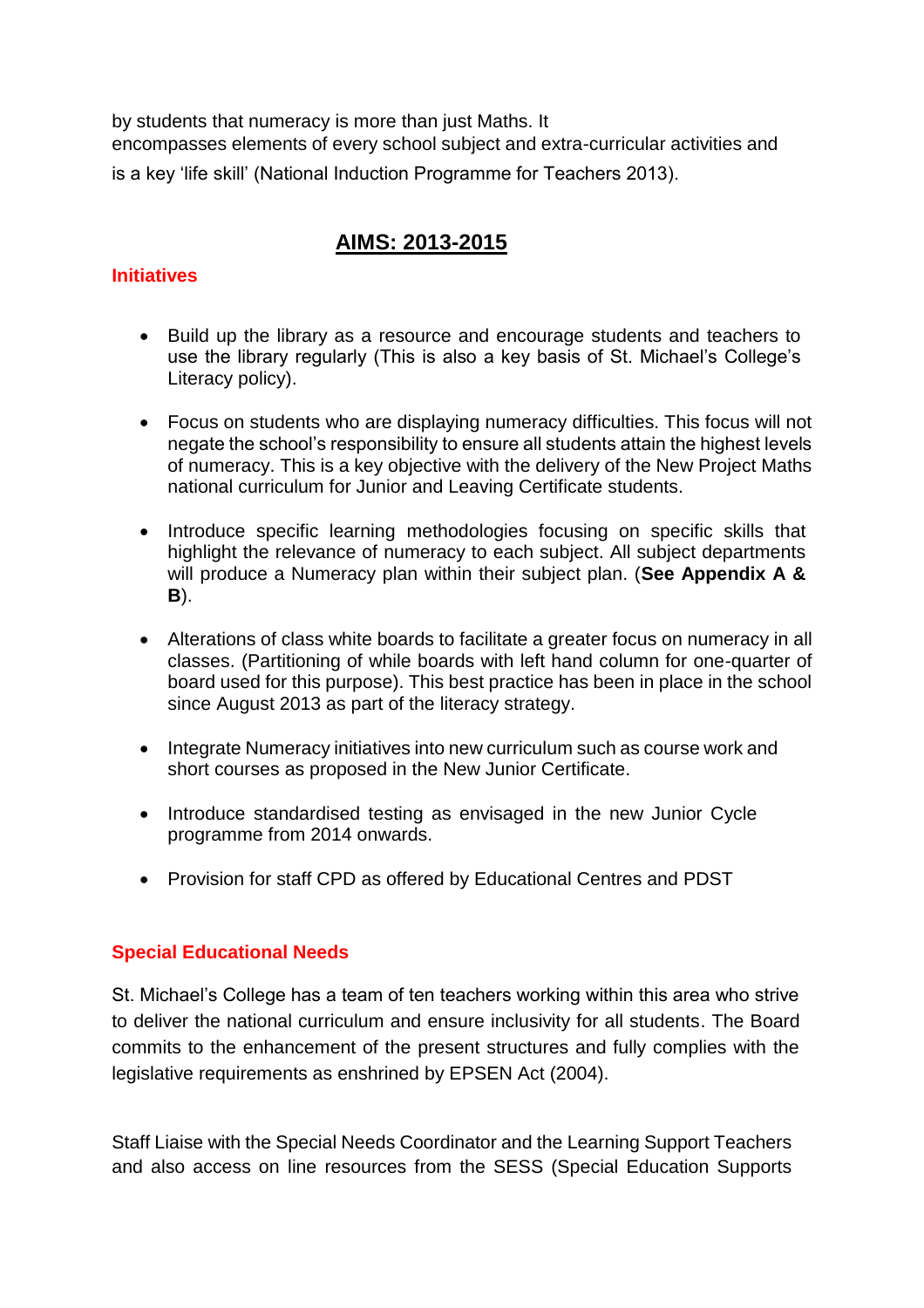by students that numeracy is more than just Maths. It encompasses elements of every school subject and extra-curricular activities and is a key 'life skill' (National Induction Programme for Teachers 2013).

## AIMS: 2013-2015

### Initiatives

- Build up the library as a resource and encourage students and teachers to use the library regularly (This is also a key basis of St. Michael's College's Literacy policy).

- Focus on students who are displaying numeracy difficulties. This focus will not negate the school's responsibility to ensure all students attain the highest levels of numeracy. This is a key objective with the delivery of the New Project Maths national curriculum for Junior and Leaving Certificate students.

- Introduce specific learning methodologies focusing on specific skills that highlight the relevance of numeracy to each subject. All subject departments will produce a Numeracy plan within their subject plan. (**See Appendix A & B**).

- Alterations of class white boards to facilitate a greater focus on numeracy in all classes. (Partitioning of while boards with left hand column for one-quarter of board used for this purpose). This best practice has been in place in the school since August 2013 as part of the literacy strategy.

- Integrate Numeracy initiatives into new curriculum such as course work and short courses as proposed in the New Junior Certificate.

- Introduce standardised testing as envisaged in the new Junior Cycle programme from 2014 onwards.

- Provision for staff CPD as offered by Educational Centres and PDST

### Special Educational Needs

St. Michael's College has a team of ten teachers working within this area who strive to deliver the national curriculum and ensure inclusivity for all students. The Board commits to the enhancement of the present structures and fully complies with the legislative requirements as enshrined by EPSEN Act (2004).

Staff Liaise with the Special Needs Coordinator and the Learning Support Teachers and also access on line resources from the SESS (Special Education Supports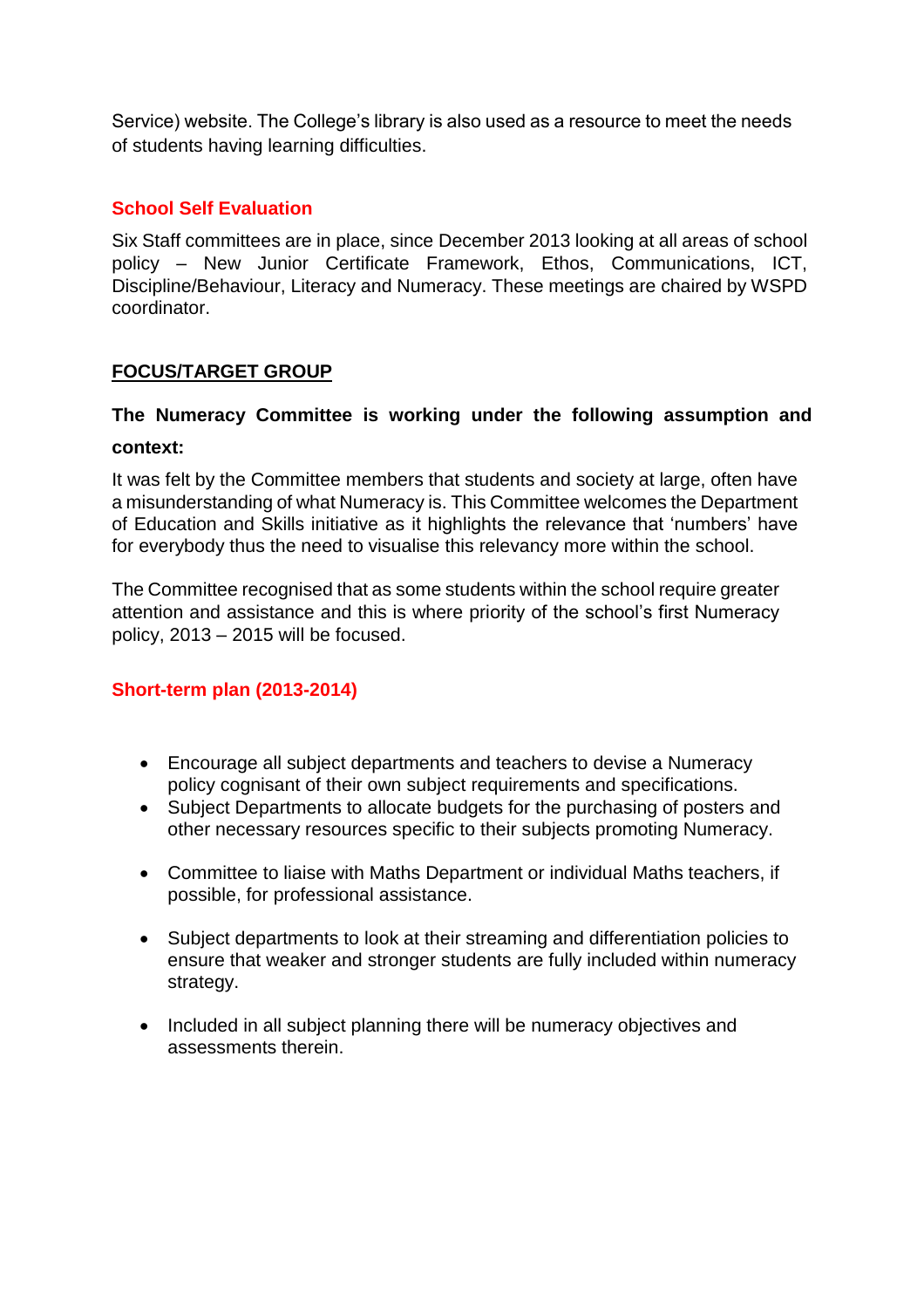Service) website. The College's library is also used as a resource to meet the needs of students having learning difficulties.

## School Self Evaluation

Six Staff committees are in place, since December 2013 looking at all areas of school policy – New Junior Certificate Framework, Ethos, Communications, ICT, Discipline/Behaviour, Literacy and Numeracy. These meetings are chaired by WSPD coordinator.

## FOCUS/TARGET GROUP

**The Numeracy Committee is working under the following assumption and context:**

It was felt by the Committee members that students and society at large, often have a misunderstanding of what Numeracy is. This Committee welcomes the Department of Education and Skills initiative as it highlights the relevance that 'numbers' have for everybody thus the need to visualise this relevancy more within the school.

The Committee recognised that as some students within the school require greater attention and assistance and this is where priority of the school's first Numeracy policy, 2013 – 2015 will be focused.

## Short-term plan (2013-2014)

- Encourage all subject departments and teachers to devise a Numeracy policy cognisant of their own subject requirements and specifications.
- Subject Departments to allocate budgets for the purchasing of posters and other necessary resources specific to their subjects promoting Numeracy.
- Committee to liaise with Maths Department or individual Maths teachers, if possible, for professional assistance.
- Subject departments to look at their streaming and differentiation policies to ensure that weaker and stronger students are fully included within numeracy strategy.
- Included in all subject planning there will be numeracy objectives and assessments therein.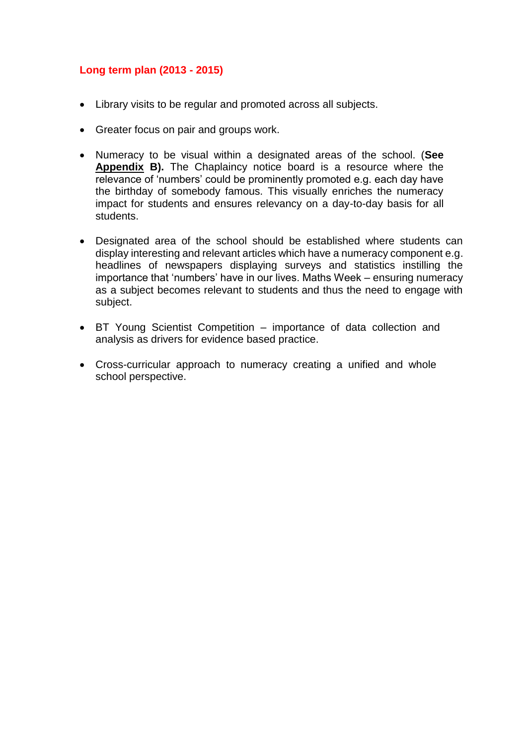## Long term plan (2013 - 2015)

- Library visits to be regular and promoted across all subjects.
- Greater focus on pair and groups work.
- Numeracy to be visual within a designated areas of the school. (**See <u>Appendix</u> B).** The Chaplaincy notice board is a resource where the relevance of 'numbers' could be prominently promoted e.g. each day have the birthday of somebody famous. This visually enriches the numeracy impact for students and ensures relevancy on a day-to-day basis for all students.
- Designated area of the school should be established where students can display interesting and relevant articles which have a numeracy component e.g. headlines of newspapers displaying surveys and statistics instilling the importance that 'numbers' have in our lives. Maths Week – ensuring numeracy as a subject becomes relevant to students and thus the need to engage with subject.
- BT Young Scientist Competition – importance of data collection and analysis as drivers for evidence based practice.
- Cross-curricular approach to numeracy creating a unified and whole school perspective.